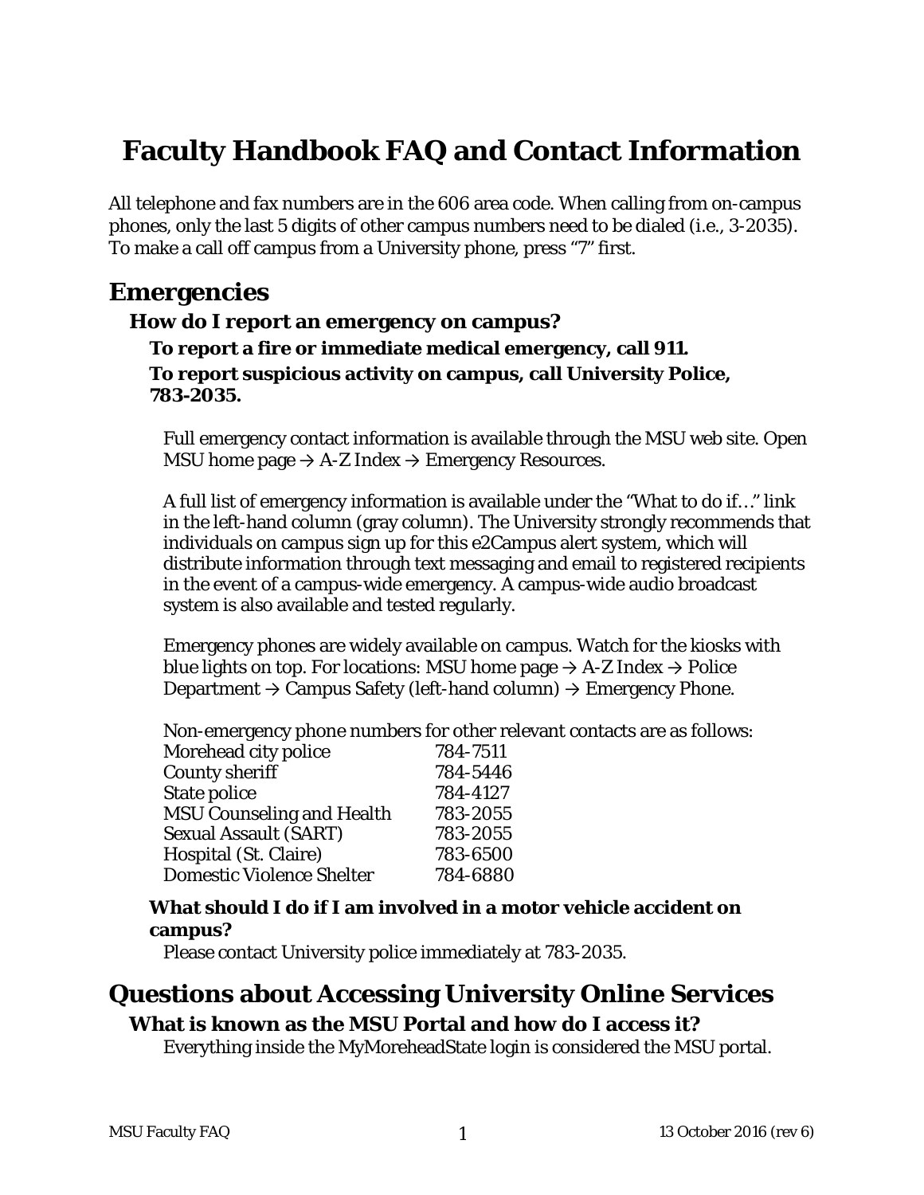# Faculty Handbook FAQ and Contact Information

All telephone and fax numbers are in the 606 area code. When calling from on-campus phones, only the last 5 digits of other campus numbers need to be dialed (i.e., 3-2035). To make a call off campus from a University phone, press "7" first.

## Emergencies

### How do I report an emergency on campus?

**To report a fire or immediate medical emergency, call 911.**

**To report suspicious activity on campus, call University Police, 783-2035.**

Full emergency contact information is available through the MSU web site. Open MSU home page → A-Z Index → Emergency Resources.

A full list of emergency information is available under the "What to do if…" link in the left-hand column (gray column). The University strongly recommends that individuals on campus sign up for this e2Campus alert system, which will distribute information through text messaging and email to registered recipients in the event of a campus-wide emergency. A campus-wide audio broadcast system is also available and tested regularly.

Emergency phones are widely available on campus. Watch for the kiosks with blue lights on top. For locations: MSU home page → A-Z Index → Police Department → Campus Safety (left-hand column) → Emergency Phone.

Non-emergency phone numbers for other relevant contacts are as follows:

| Contact | Phone |
|---|---|
| Morehead city police | 784-7511 |
| County sheriff | 784-5446 |
| State police | 784-4127 |
| MSU Counseling and Health | 783-2055 |
| Sexual Assault (SART) | 783-2055 |
| Hospital (St. Claire) | 783-6500 |
| Domestic Violence Shelter | 784-6880 |

### What should I do if I am involved in a motor vehicle accident on campus?

Please contact University police immediately at 783-2035.

## Questions about Accessing University Online Services

### What is known as the MSU Portal and how do I access it?

Everything inside the MyMoreheadState login is considered the MSU portal.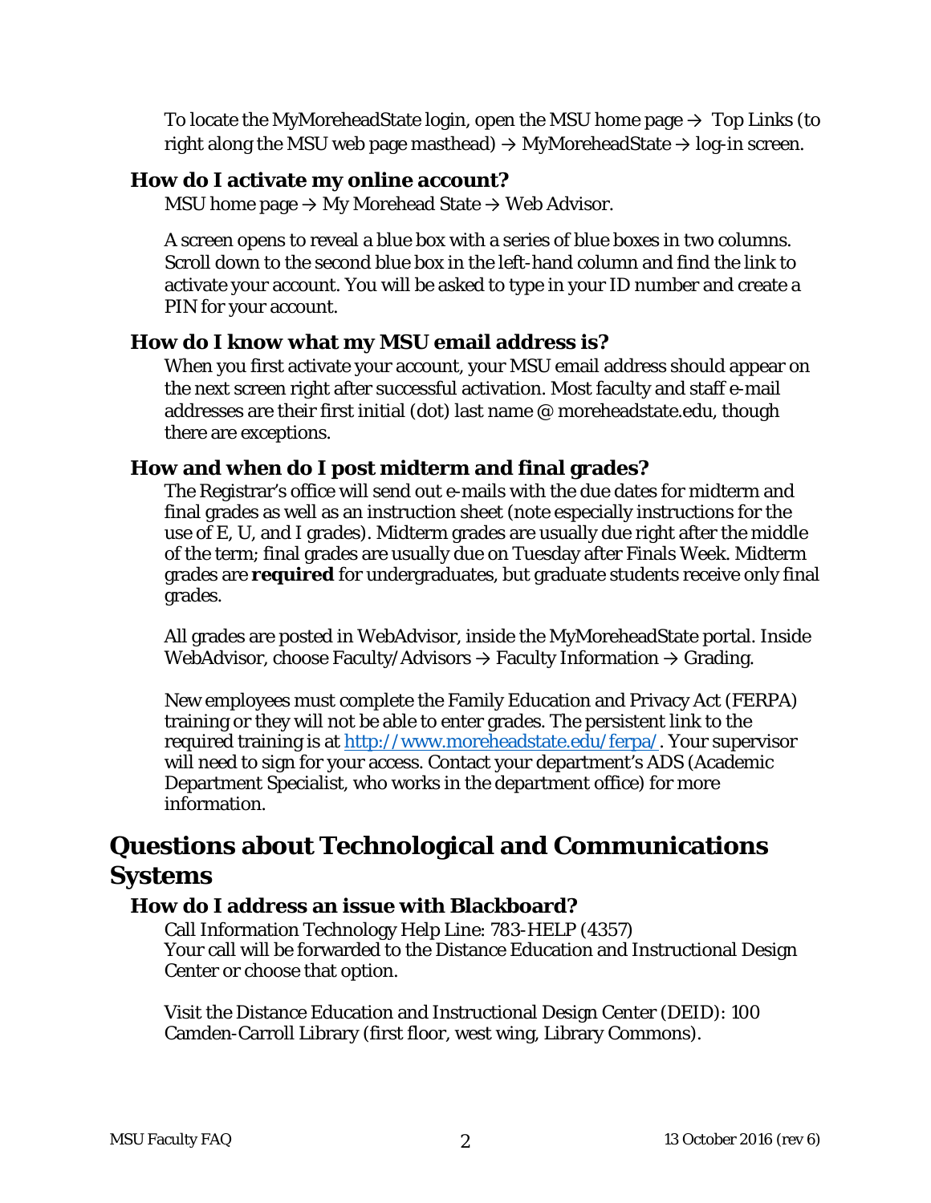To locate the MyMoreheadState login, open the MSU home page → Top Links (to right along the MSU web page masthead) → MyMoreheadState → log-in screen.

### How do I activate my online account?

MSU home page → My Morehead State → Web Advisor.

A screen opens to reveal a blue box with a series of blue boxes in two columns. Scroll down to the second blue box in the left-hand column and find the link to activate your account. You will be asked to type in your ID number and create a PIN for your account.

### How do I know what my MSU email address is?

When you first activate your account, your MSU email address should appear on the next screen right after successful activation. Most faculty and staff e-mail addresses are their first initial (dot) last name @ moreheadstate.edu, though there are exceptions.

### How and when do I post midterm and final grades?

The Registrar's office will send out e-mails with the due dates for midterm and final grades as well as an instruction sheet (note especially instructions for the use of E, U, and I grades). Midterm grades are usually due right after the middle of the term; final grades are usually due on Tuesday after Finals Week. Midterm grades are **required** for undergraduates, but graduate students receive only final grades.

All grades are posted in WebAdvisor, inside the MyMoreheadState portal. Inside WebAdvisor, choose Faculty/Advisors → Faculty Information → Grading.

New employees must complete the Family Education and Privacy Act (FERPA) training or they will not be able to enter grades. The persistent link to the required training is at [http://www.moreheadstate.edu/ferpa/](http://www.moreheadstate.edu/ferpa/). Your supervisor will need to sign for your access. Contact your department's ADS (Academic Department Specialist, who works in the department office) for more information.

## Questions about Technological and Communications Systems

### How do I address an issue with Blackboard?

Call Information Technology Help Line: 783-HELP (4357)
Your call will be forwarded to the Distance Education and Instructional Design Center or choose that option.

Visit the Distance Education and Instructional Design Center (DEID): 100 Camden-Carroll Library (first floor, west wing, Library Commons).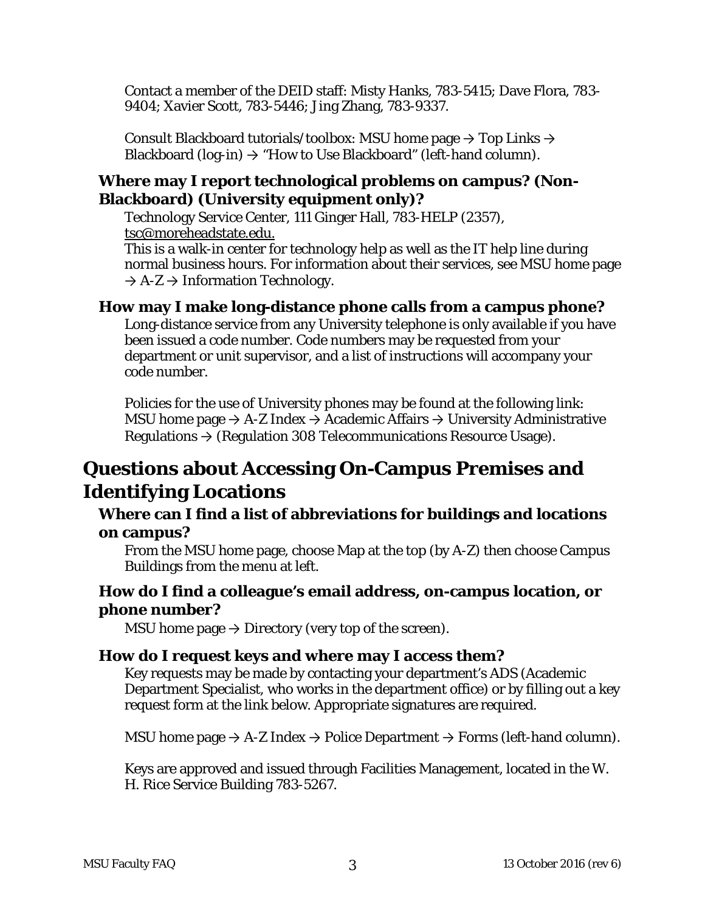Contact a member of the DEID staff: Misty Hanks, 783-5415; Dave Flora, 783-9404; Xavier Scott, 783-5446; Jing Zhang, 783-9337.

Consult Blackboard tutorials/toolbox: MSU home page → Top Links → Blackboard (log-in) → "How to Use Blackboard" (left-hand column).

### Where may I report technological problems on campus? (Non-Blackboard) (University equipment only)?

Technology Service Center, 111 Ginger Hall, 783-HELP (2357), tsc@moreheadstate.edu.
This is a walk-in center for technology help as well as the IT help line during normal business hours. For information about their services, see MSU home page → A-Z → Information Technology.

### How may I make long-distance phone calls from a campus phone?

Long-distance service from any University telephone is only available if you have been issued a code number. Code numbers may be requested from your department or unit supervisor, and a list of instructions will accompany your code number.

Policies for the use of University phones may be found at the following link: MSU home page → A-Z Index → Academic Affairs → University Administrative Regulations → (Regulation 308 Telecommunications Resource Usage).

## Questions about Accessing On-Campus Premises and Identifying Locations

### Where can I find a list of abbreviations for buildings and locations on campus?

From the MSU home page, choose Map at the top (by A-Z) then choose Campus Buildings from the menu at left.

### How do I find a colleague's email address, on-campus location, or phone number?

MSU home page → Directory (very top of the screen).

### How do I request keys and where may I access them?

Key requests may be made by contacting your department's ADS (Academic Department Specialist, who works in the department office) or by filling out a key request form at the link below. Appropriate signatures are required.

MSU home page → A-Z Index → Police Department → Forms (left-hand column).

Keys are approved and issued through Facilities Management, located in the W. H. Rice Service Building 783-5267.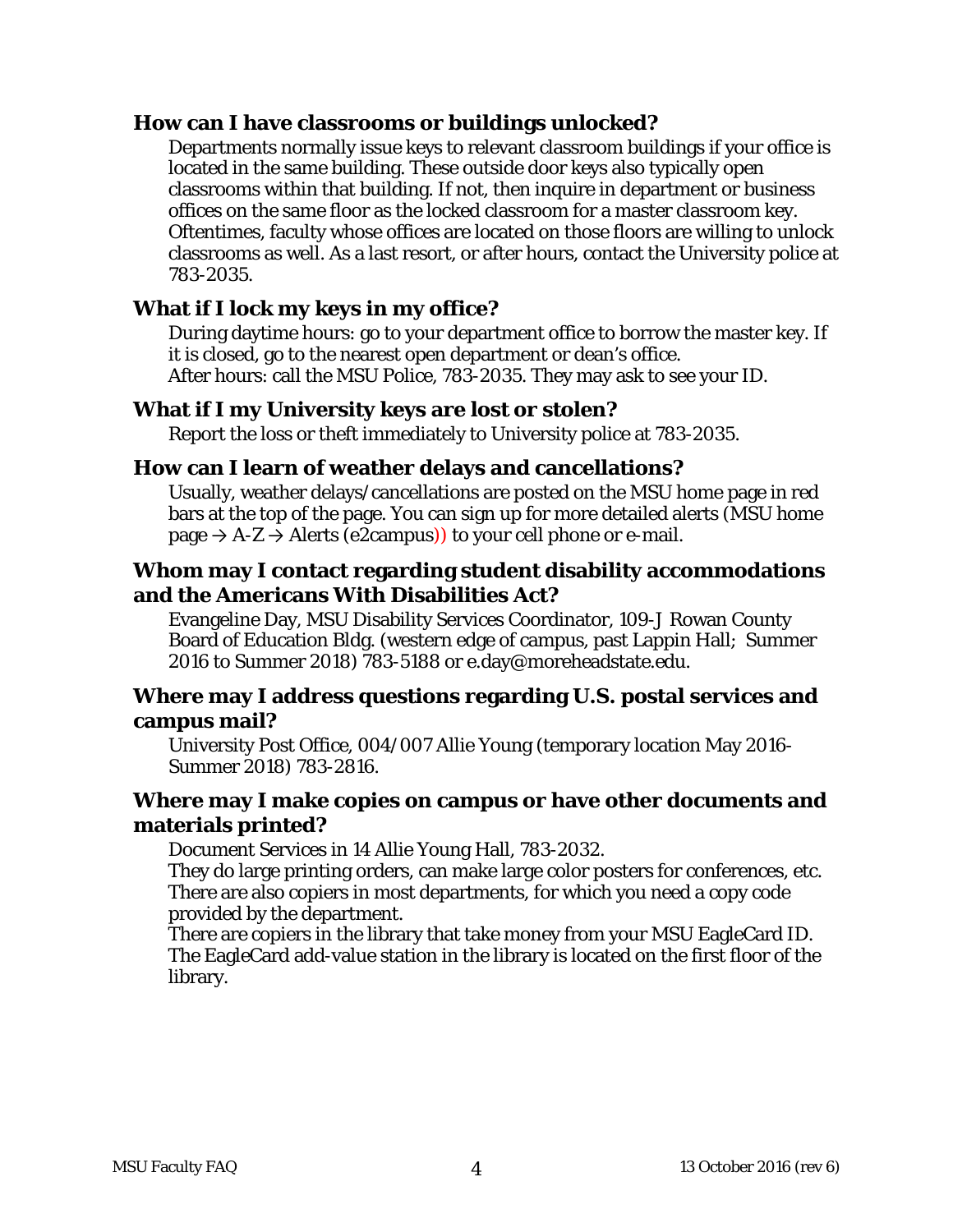### How can I have classrooms or buildings unlocked?

Departments normally issue keys to relevant classroom buildings if your office is located in the same building. These outside door keys also typically open classrooms within that building. If not, then inquire in department or business offices on the same floor as the locked classroom for a master classroom key. Oftentimes, faculty whose offices are located on those floors are willing to unlock classrooms as well. As a last resort, or after hours, contact the University police at 783-2035.

### What if I lock my keys in my office?

During daytime hours: go to your department office to borrow the master key. If it is closed, go to the nearest open department or dean's office.
After hours: call the MSU Police, 783-2035. They may ask to see your ID.

### What if I my University keys are lost or stolen?

Report the loss or theft immediately to University police at 783-2035.

### How can I learn of weather delays and cancellations?

Usually, weather delays/cancellations are posted on the MSU home page in red bars at the top of the page. You can sign up for more detailed alerts (MSU home page → A-Z → Alerts (e2campus)) to your cell phone or e-mail.

### Whom may I contact regarding student disability accommodations and the Americans With Disabilities Act?

Evangeline Day, MSU Disability Services Coordinator, 109-J Rowan County Board of Education Bldg. (western edge of campus, past Lappin Hall; Summer 2016 to Summer 2018) 783-5188 or e.day@moreheadstate.edu.

### Where may I address questions regarding U.S. postal services and campus mail?

University Post Office, 004/007 Allie Young (temporary location May 2016-Summer 2018) 783-2816.

### Where may I make copies on campus or have other documents and materials printed?

Document Services in 14 Allie Young Hall, 783-2032.
They do large printing orders, can make large color posters for conferences, etc.
There are also copiers in most departments, for which you need a copy code provided by the department.
There are copiers in the library that take money from your MSU EagleCard ID. The EagleCard add-value station in the library is located on the first floor of the library.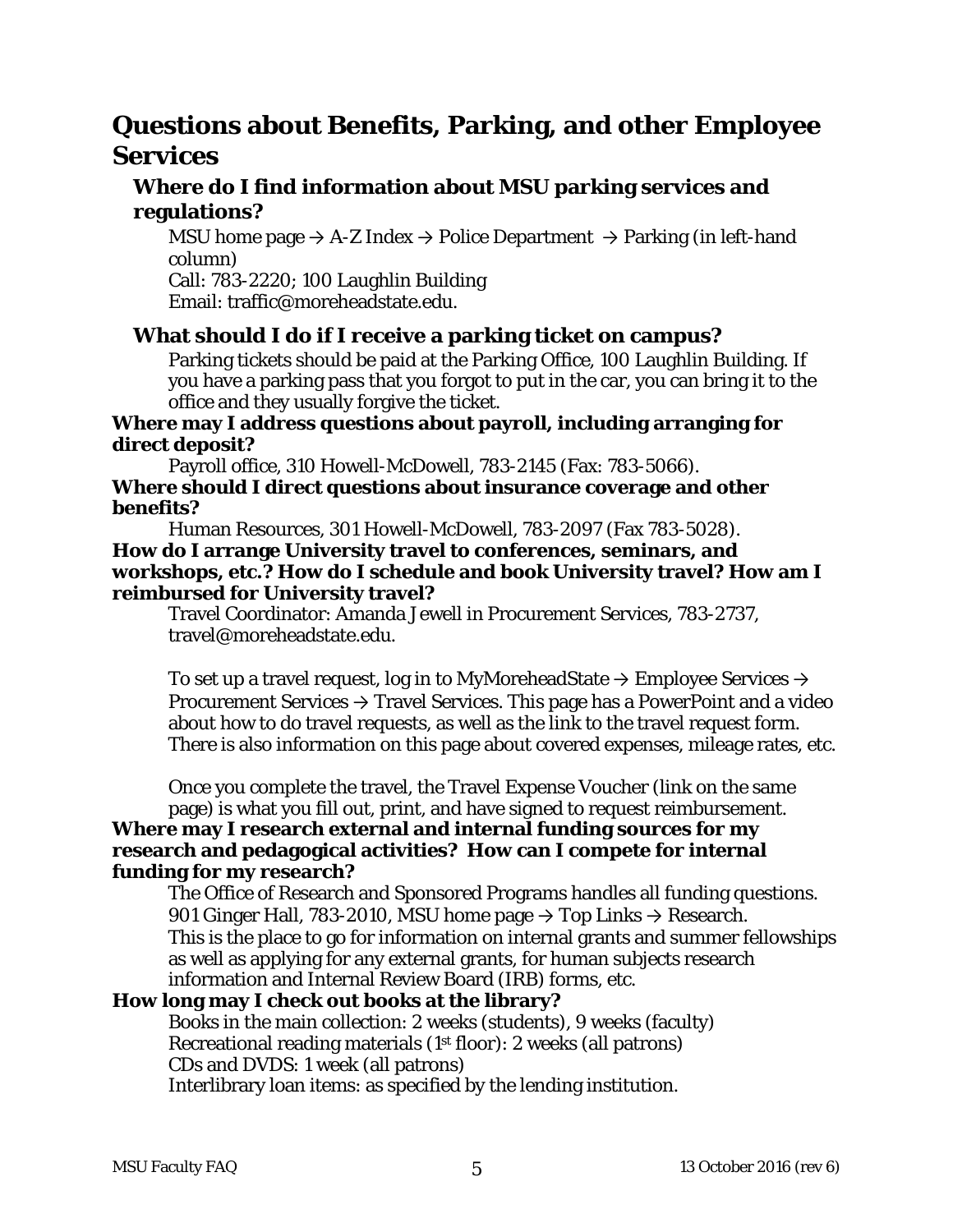# Questions about Benefits, Parking, and other Employee Services

## Where do I find information about MSU parking services and regulations?

MSU home page → A-Z Index → Police Department → Parking (in left-hand column)
Call: 783-2220; 100 Laughlin Building
Email: traffic@moreheadstate.edu.

## What should I do if I receive a parking ticket on campus?

Parking tickets should be paid at the Parking Office, 100 Laughlin Building. If you have a parking pass that you forgot to put in the car, you can bring it to the office and they usually forgive the ticket.

**Where may I address questions about payroll, including arranging for direct deposit?**

Payroll office, 310 Howell-McDowell, 783-2145 (Fax: 783-5066).

**Where should I direct questions about insurance coverage and other benefits?**

Human Resources, 301 Howell-McDowell, 783-2097 (Fax 783-5028).

**How do I arrange University travel to conferences, seminars, and workshops, etc.? How do I schedule and book University travel? How am I reimbursed for University travel?**

Travel Coordinator: Amanda Jewell in Procurement Services, 783-2737, travel@moreheadstate.edu.

To set up a travel request, log in to MyMoreheadState → Employee Services → Procurement Services → Travel Services. This page has a PowerPoint and a video about how to do travel requests, as well as the link to the travel request form. There is also information on this page about covered expenses, mileage rates, etc.

Once you complete the travel, the Travel Expense Voucher (link on the same page) is what you fill out, print, and have signed to request reimbursement.

**Where may I research external and internal funding sources for my research and pedagogical activities? How can I compete for internal funding for my research?**

The Office of Research and Sponsored Programs handles all funding questions. 901 Ginger Hall, 783-2010, MSU home page → Top Links → Research. This is the place to go for information on internal grants and summer fellowships as well as applying for any external grants, for human subjects research information and Internal Review Board (IRB) forms, etc.

**How long may I check out books at the library?**

Books in the main collection: 2 weeks (students), 9 weeks (faculty)
Recreational reading materials (1st floor): 2 weeks (all patrons)
CDs and DVDS: 1 week (all patrons)
Interlibrary loan items: as specified by the lending institution.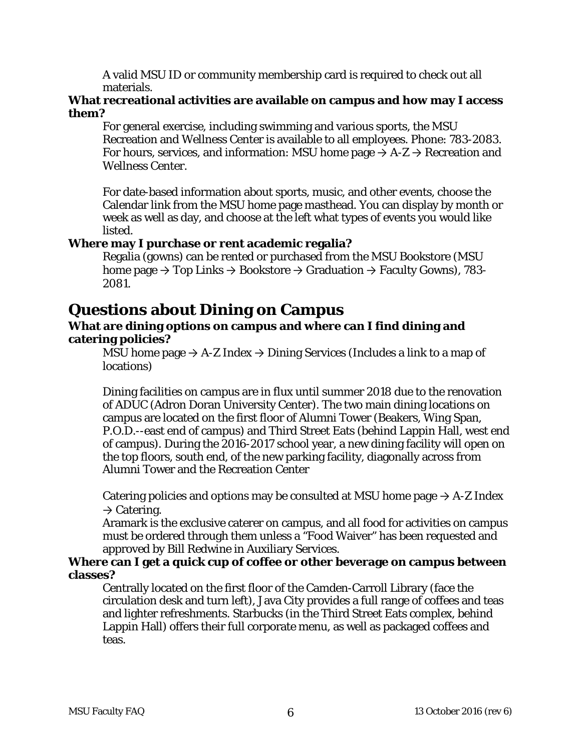A valid MSU ID or community membership card is required to check out all materials.

**What recreational activities are available on campus and how may I access them?**

For general exercise, including swimming and various sports, the MSU Recreation and Wellness Center is available to all employees. Phone: 783-2083. For hours, services, and information: MSU home page → A-Z → Recreation and Wellness Center.

For date-based information about sports, music, and other events, choose the Calendar link from the MSU home page masthead. You can display by month or week as well as day, and choose at the left what types of events you would like listed.

**Where may I purchase or rent academic regalia?**

Regalia (gowns) can be rented or purchased from the MSU Bookstore (MSU home page → Top Links → Bookstore → Graduation → Faculty Gowns), 783-2081.

# Questions about Dining on Campus

**What are dining options on campus and where can I find dining and catering policies?**

MSU home page → A-Z Index → Dining Services (Includes a link to a map of locations)

Dining facilities on campus are in flux until summer 2018 due to the renovation of ADUC (Adron Doran University Center). The two main dining locations on campus are located on the first floor of Alumni Tower (Beakers, Wing Span, P.O.D.--east end of campus) and Third Street Eats (behind Lappin Hall, west end of campus). During the 2016-2017 school year, a new dining facility will open on the top floors, south end, of the new parking facility, diagonally across from Alumni Tower and the Recreation Center

Catering policies and options may be consulted at MSU home page → A-Z Index → Catering.

Aramark is the exclusive caterer on campus, and all food for activities on campus must be ordered through them unless a "Food Waiver" has been requested and approved by Bill Redwine in Auxiliary Services.

**Where can I get a quick cup of coffee or other beverage on campus between classes?**

Centrally located on the first floor of the Camden-Carroll Library (face the circulation desk and turn left), Java City provides a full range of coffees and teas and lighter refreshments. Starbucks (in the Third Street Eats complex, behind Lappin Hall) offers their full corporate menu, as well as packaged coffees and teas.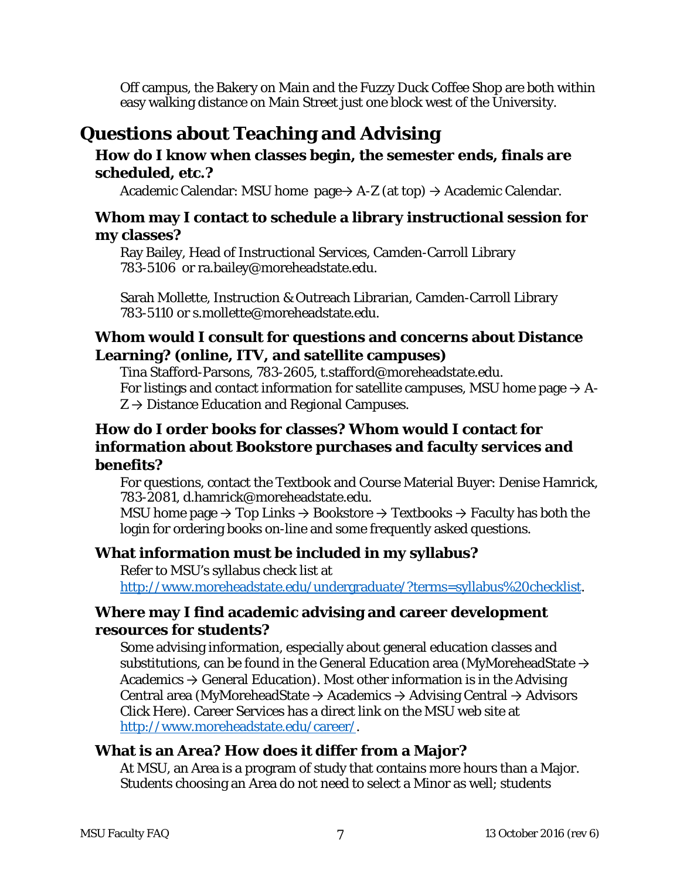Off campus, the Bakery on Main and the Fuzzy Duck Coffee Shop are both within easy walking distance on Main Street just one block west of the University.

## Questions about Teaching and Advising

### How do I know when classes begin, the semester ends, finals are scheduled, etc.?

Academic Calendar: MSU home page→ A-Z (at top) → Academic Calendar.

### Whom may I contact to schedule a library instructional session for my classes?

Ray Bailey, Head of Instructional Services, Camden-Carroll Library
783-5106 or ra.bailey@moreheadstate.edu.

Sarah Mollette, Instruction & Outreach Librarian, Camden-Carroll Library
783-5110 or s.mollette@moreheadstate.edu.

### Whom would I consult for questions and concerns about Distance Learning? (online, ITV, and satellite campuses)

Tina Stafford-Parsons, 783-2605, t.stafford@moreheadstate.edu.
For listings and contact information for satellite campuses, MSU home page → A-Z → Distance Education and Regional Campuses.

### How do I order books for classes? Whom would I contact for information about Bookstore purchases and faculty services and benefits?

For questions, contact the Textbook and Course Material Buyer: Denise Hamrick, 783-2081, d.hamrick@moreheadstate.edu.
MSU home page → Top Links → Bookstore → Textbooks → Faculty has both the login for ordering books on-line and some frequently asked questions.

### What information must be included in my syllabus?

Refer to MSU's syllabus check list at [http://www.moreheadstate.edu/undergraduate/?terms=syllabus%20checklist](http://www.moreheadstate.edu/undergraduate/?terms=syllabus%20checklist).

### Where may I find academic advising and career development resources for students?

Some advising information, especially about general education classes and substitutions, can be found in the General Education area (MyMoreheadState → Academics → General Education). Most other information is in the Advising Central area (MyMoreheadState → Academics → Advising Central → Advisors Click Here). Career Services has a direct link on the MSU web site at [http://www.moreheadstate.edu/career/](http://www.moreheadstate.edu/career/).

### What is an Area? How does it differ from a Major?

At MSU, an Area is a program of study that contains more hours than a Major. Students choosing an Area do not need to select a Minor as well; students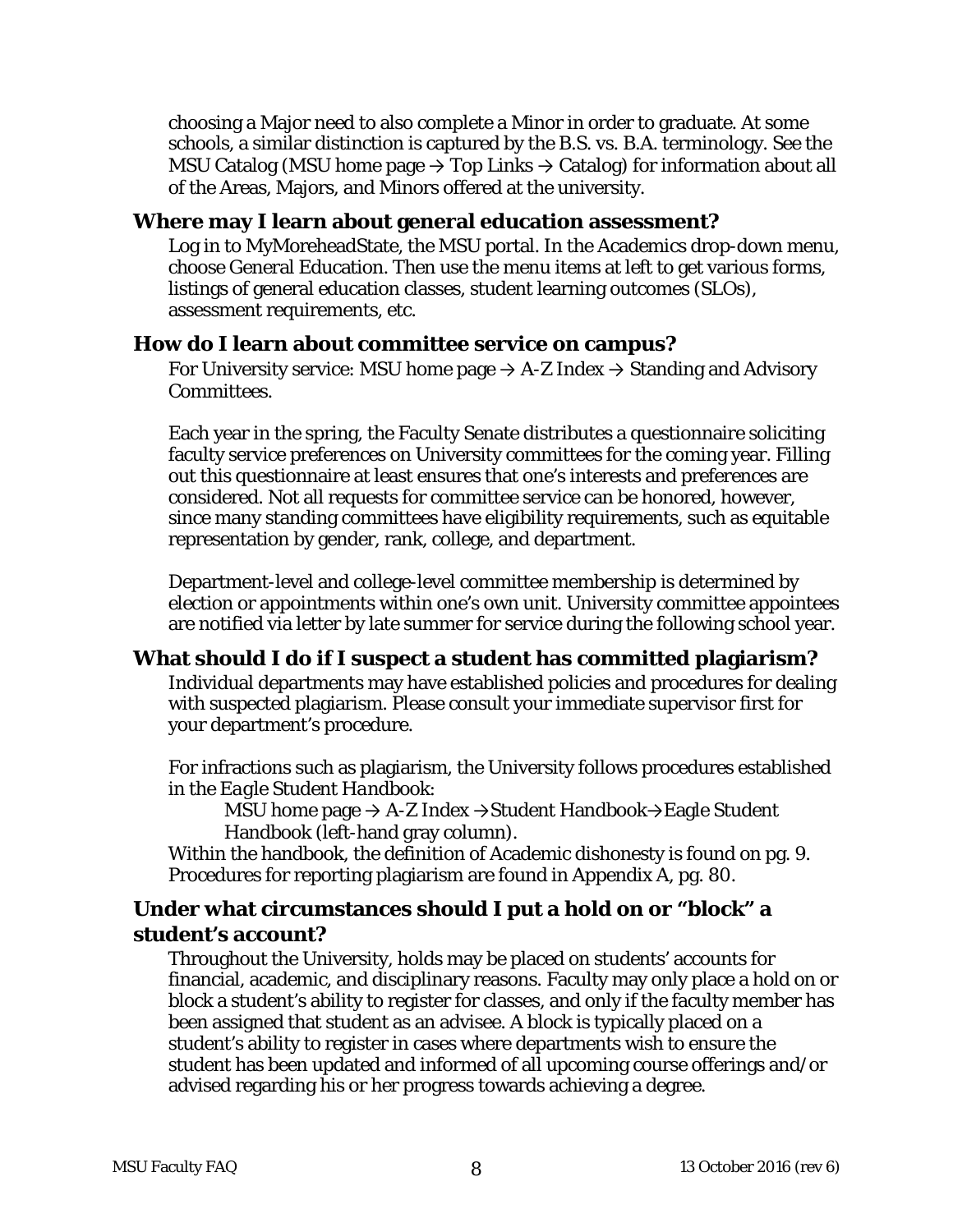choosing a Major need to also complete a Minor in order to graduate. At some schools, a similar distinction is captured by the B.S. vs. B.A. terminology. See the MSU Catalog (MSU home page → Top Links → Catalog) for information about all of the Areas, Majors, and Minors offered at the university.

### Where may I learn about general education assessment?

Log in to MyMoreheadState, the MSU portal. In the Academics drop-down menu, choose General Education. Then use the menu items at left to get various forms, listings of general education classes, student learning outcomes (SLOs), assessment requirements, etc.

### How do I learn about committee service on campus?

For University service: MSU home page → A-Z Index → Standing and Advisory Committees.

Each year in the spring, the Faculty Senate distributes a questionnaire soliciting faculty service preferences on University committees for the coming year. Filling out this questionnaire at least ensures that one's interests and preferences are considered. Not all requests for committee service can be honored, however, since many standing committees have eligibility requirements, such as equitable representation by gender, rank, college, and department.

Department-level and college-level committee membership is determined by election or appointments within one's own unit. University committee appointees are notified via letter by late summer for service during the following school year.

### What should I do if I suspect a student has committed plagiarism?

Individual departments may have established policies and procedures for dealing with suspected plagiarism. Please consult your immediate supervisor first for your department's procedure.

For infractions such as plagiarism, the University follows procedures established in the *Eagle Student Handbook*:

MSU home page → A-Z Index →Student Handbook→Eagle Student Handbook (left-hand gray column).

Within the handbook, the definition of Academic dishonesty is found on pg. 9. Procedures for reporting plagiarism are found in Appendix A, pg. 80.

### Under what circumstances should I put a hold on or "block" a student's account?

Throughout the University, holds may be placed on students' accounts for financial, academic, and disciplinary reasons. Faculty may only place a hold on or block a student's ability to register for classes, and only if the faculty member has been assigned that student as an advisee. A block is typically placed on a student's ability to register in cases where departments wish to ensure the student has been updated and informed of all upcoming course offerings and/or advised regarding his or her progress towards achieving a degree.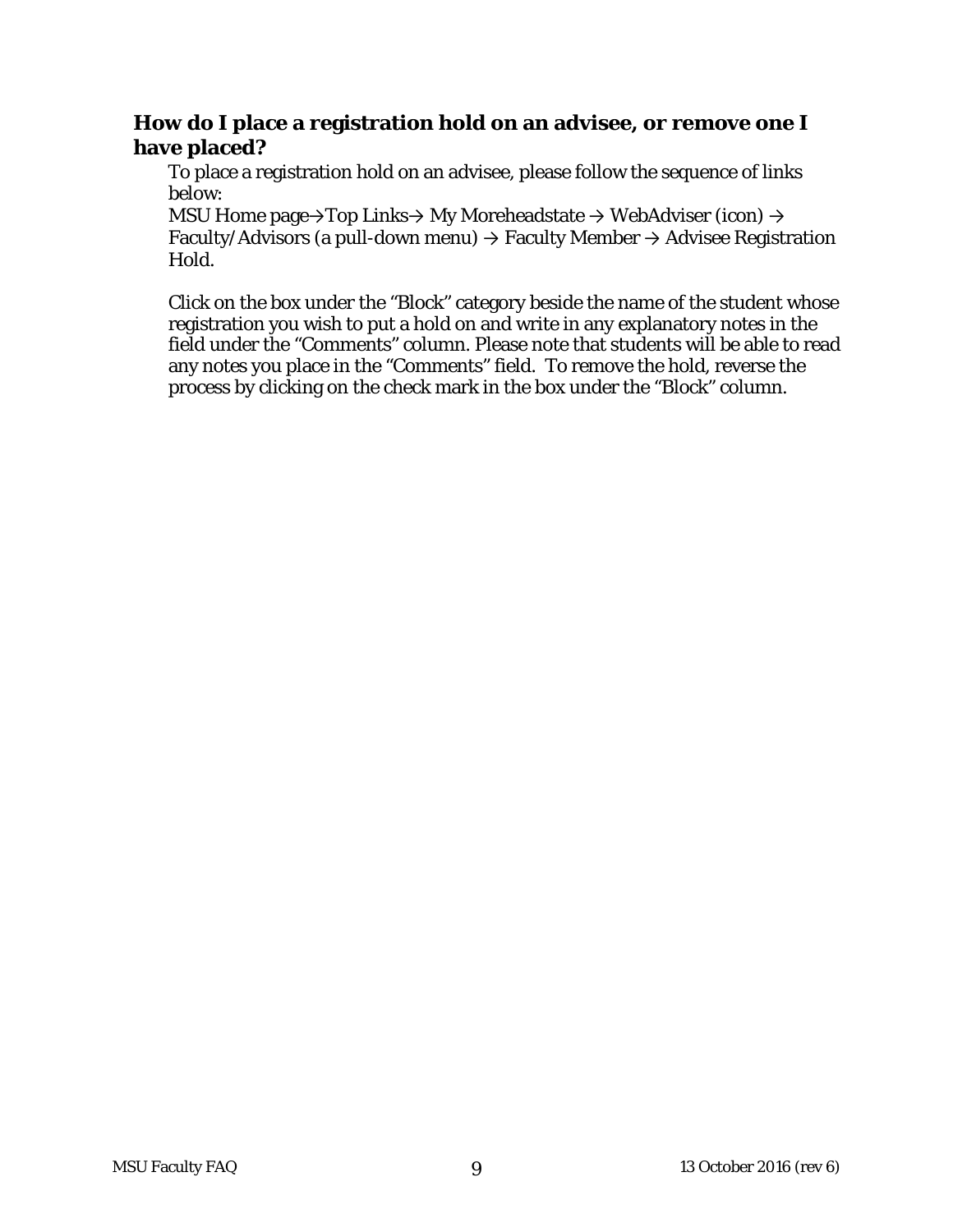### How do I place a registration hold on an advisee, or remove one I have placed?

To place a registration hold on an advisee, please follow the sequence of links below:
MSU Home page→Top Links→ My Moreheadstate → WebAdviser (icon) → Faculty/Advisors (a pull-down menu) → Faculty Member → Advisee Registration Hold.

Click on the box under the “Block” category beside the name of the student whose registration you wish to put a hold on and write in any explanatory notes in the field under the “Comments” column. Please note that students will be able to read any notes you place in the “Comments” field. To remove the hold, reverse the process by clicking on the check mark in the box under the “Block” column.